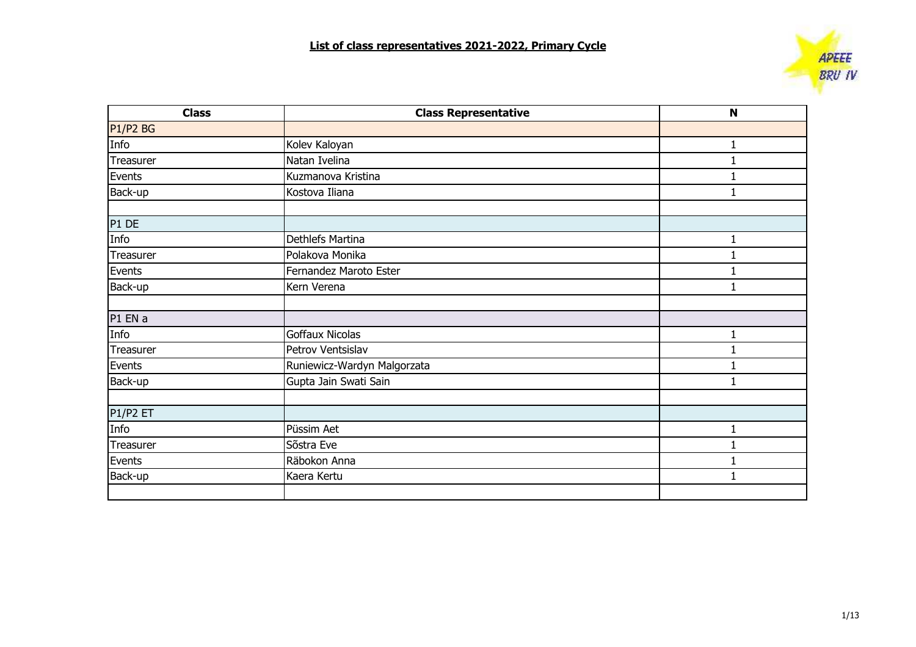# List of class representatives 2021-2022, Primary Cycle

| Class | Class Representative | N |
|---|---|---|
| P1/P2 BG | | |
| Info | Kolev Kaloyan | 1 |
| Treasurer | Natan Ivelina | 1 |
| Events | Kuzmanova Kristina | 1 |
| Back-up | Kostova Iliana | 1 |
| | | |
| P1 DE | | |
| Info | Dethlefs Martina | 1 |
| Treasurer | Polakova Monika | 1 |
| Events | Fernandez Maroto Ester | 1 |
| Back-up | Kern Verena | 1 |
| | | |
| P1 EN a | | |
| Info | Goffaux Nicolas | 1 |
| Treasurer | Petrov Ventsislav | 1 |
| Events | Runiewicz-Wardyn Malgorzata | 1 |
| Back-up | Gupta Jain Swati Sain | 1 |
| | | |
| P1/P2 ET | | |
| Info | Püssim Aet | 1 |
| Treasurer | Sõstra Eve | 1 |
| Events | Räbokon Anna | 1 |
| Back-up | Kaera Kertu | 1 |
| | | |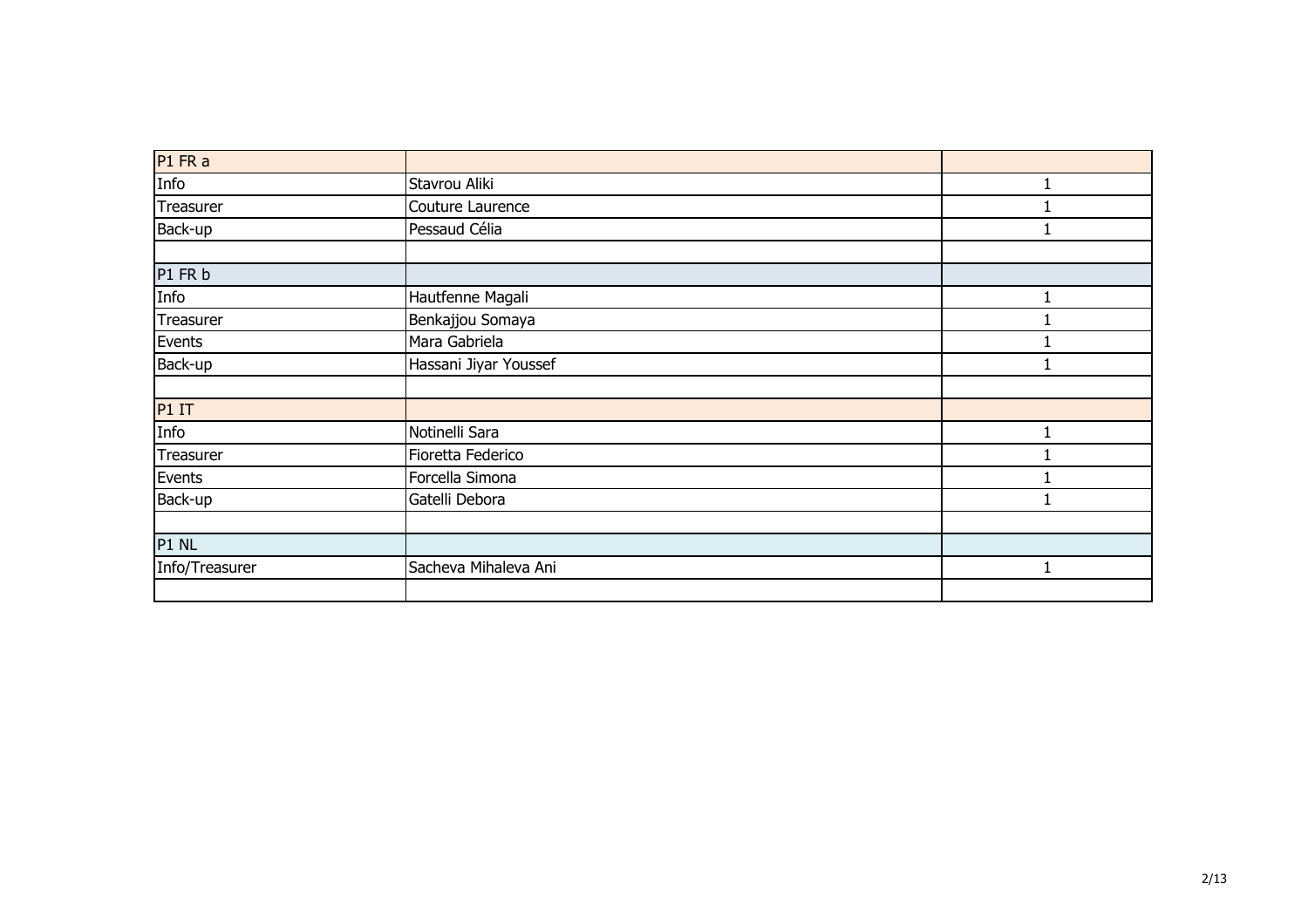| P1 FR a | | |
|---|---|---|
| Info | Stavrou Aliki | 1 |
| Treasurer | Couture Laurence | 1 |
| Back-up | Pessaud Célia | 1 |
| | | |
| P1 FR b | | |
| Info | Hautfenne Magali | 1 |
| Treasurer | Benkajjou Somaya | 1 |
| Events | Mara Gabriela | 1 |
| Back-up | Hassani Jiyar Youssef | 1 |
| | | |
| P1 IT | | |
| Info | Notinelli Sara | 1 |
| Treasurer | Fioretta Federico | 1 |
| Events | Forcella Simona | 1 |
| Back-up | Gatelli Debora | 1 |
| | | |
| P1 NL | | |
| Info/Treasurer | Sacheva Mihaleva Ani | 1 |
| | | |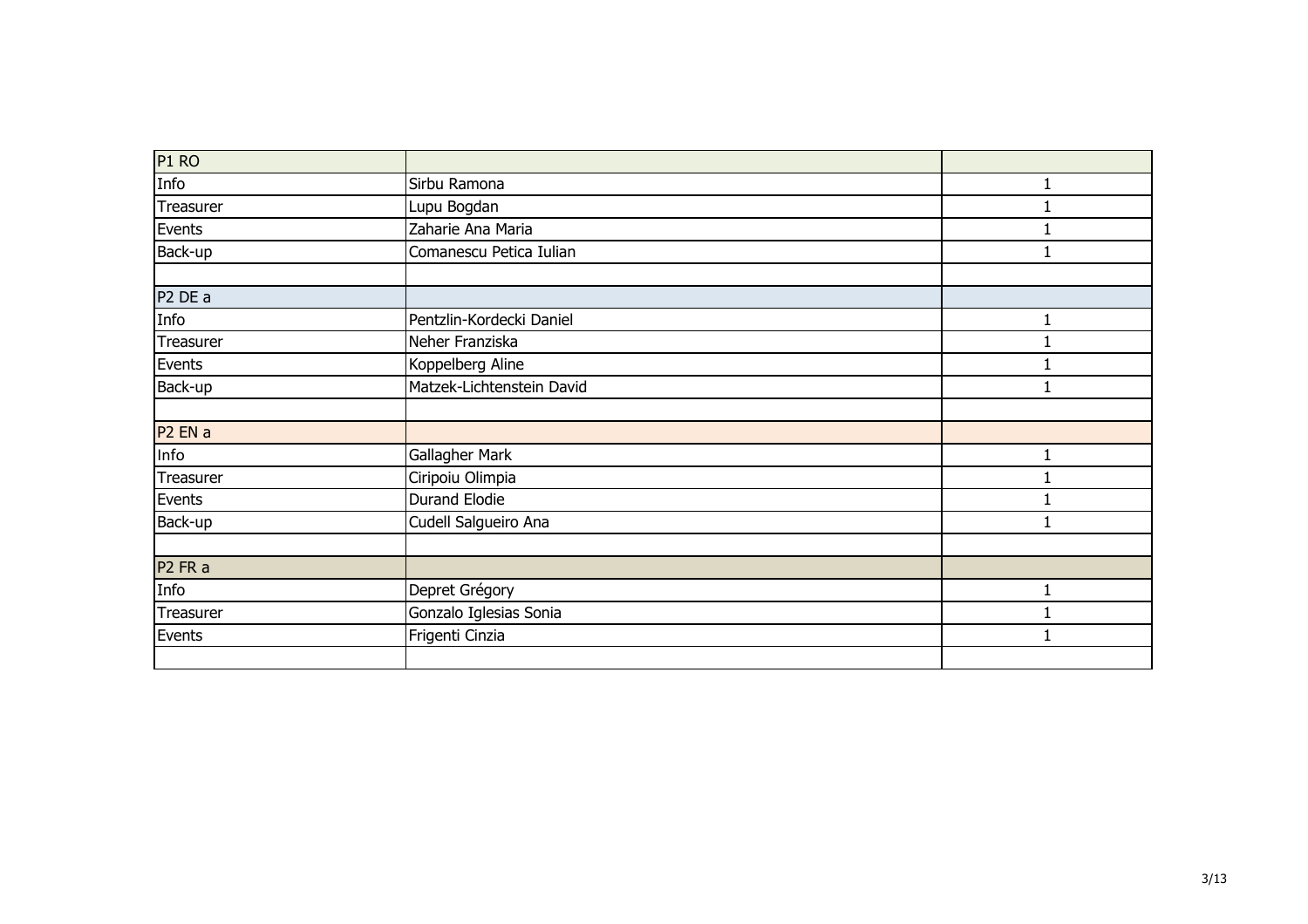| P1 RO | | |
|---|---|---|
| Info | Sirbu Ramona | 1 |
| Treasurer | Lupu Bogdan | 1 |
| Events | Zaharie Ana Maria | 1 |
| Back-up | Comanescu Petica Iulian | 1 |
| | | |
| P2 DE a | | |
| Info | Pentzlin-Kordecki Daniel | 1 |
| Treasurer | Neher Franziska | 1 |
| Events | Koppelberg Aline | 1 |
| Back-up | Matzek-Lichtenstein David | 1 |
| | | |
| P2 EN a | | |
| Info | Gallagher Mark | 1 |
| Treasurer | Ciripoiu Olimpia | 1 |
| Events | Durand Elodie | 1 |
| Back-up | Cudell Salgueiro Ana | 1 |
| | | |
| P2 FR a | | |
| Info | Depret Grégory | 1 |
| Treasurer | Gonzalo Iglesias Sonia | 1 |
| Events | Frigenti Cinzia | 1 |
| | | |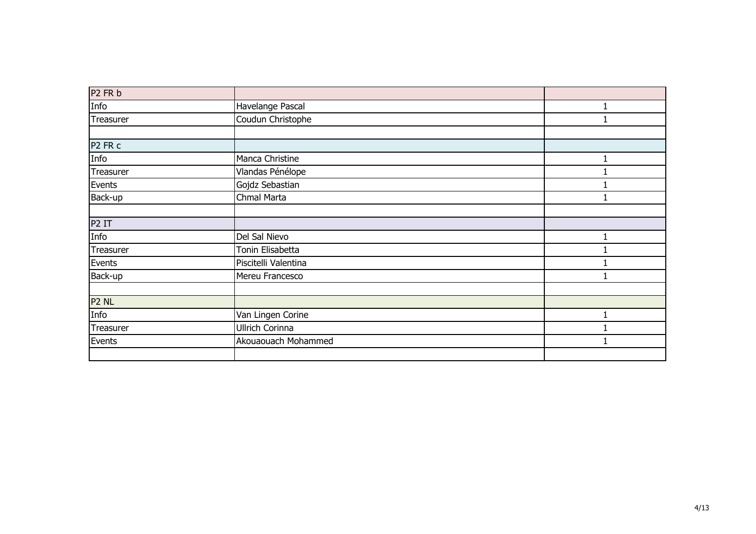| P2 FR b | | |
|---|---|---|
| Info | Havelange Pascal | 1 |
| Treasurer | Coudun Christophe | 1 |
| | | |
| P2 FR c | | |
| Info | Manca Christine | 1 |
| Treasurer | Vlandas Pénélope | 1 |
| Events | Gojdz Sebastian | 1 |
| Back-up | Chmal Marta | 1 |
| | | |
| P2 IT | | |
| Info | Del Sal Nievo | 1 |
| Treasurer | Tonin Elisabetta | 1 |
| Events | Piscitelli Valentina | 1 |
| Back-up | Mereu Francesco | 1 |
| | | |
| P2 NL | | |
| Info | Van Lingen Corine | 1 |
| Treasurer | Ullrich Corinna | 1 |
| Events | Akouaouach Mohammed | 1 |
| | | |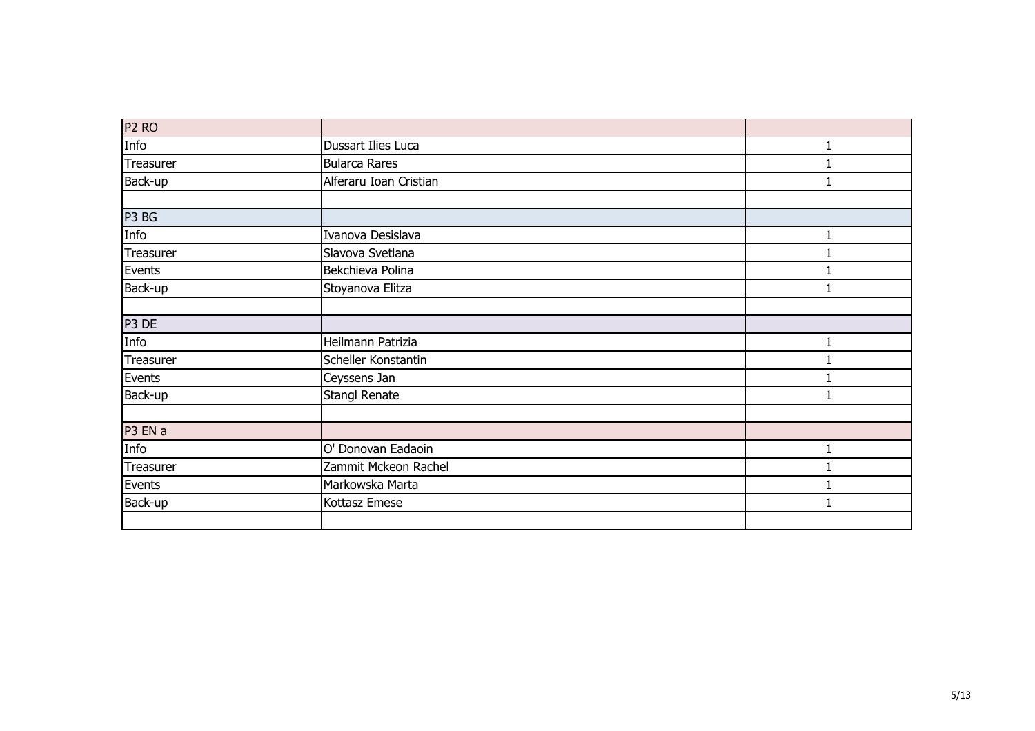| P2 RO | | |
|---|---|---|
| Info | Dussart Ilies Luca | 1 |
| Treasurer | Bularca Rares | 1 |
| Back-up | Alferaru Ioan Cristian | 1 |
| | | |
| P3 BG | | |
| Info | Ivanova Desislava | 1 |
| Treasurer | Slavova Svetlana | 1 |
| Events | Bekchieva Polina | 1 |
| Back-up | Stoyanova Elitza | 1 |
| | | |
| P3 DE | | |
| Info | Heilmann Patrizia | 1 |
| Treasurer | Scheller Konstantin | 1 |
| Events | Ceyssens Jan | 1 |
| Back-up | Stangl Renate | 1 |
| | | |
| P3 EN a | | |
| Info | O' Donovan Eadaoin | 1 |
| Treasurer | Zammit Mckeon Rachel | 1 |
| Events | Markowska Marta | 1 |
| Back-up | Kottasz Emese | 1 |
| | | |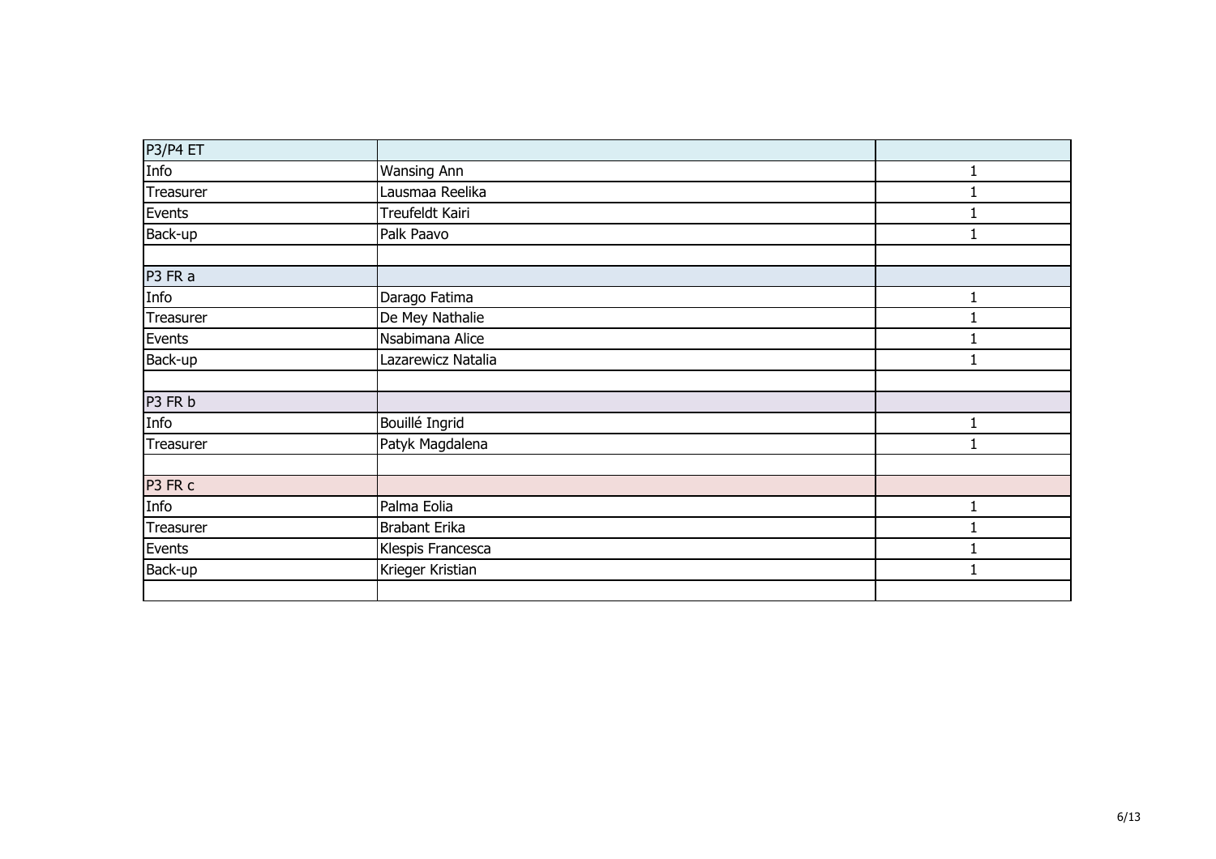| P3/P4 ET | | |
|---|---|---|
| Info | Wansing Ann | 1 |
| Treasurer | Lausmaa Reelika | 1 |
| Events | Treufeldt Kairi | 1 |
| Back-up | Palk Paavo | 1 |
| | | |
| P3 FR a | | |
| Info | Darago Fatima | 1 |
| Treasurer | De Mey Nathalie | 1 |
| Events | Nsabimana Alice | 1 |
| Back-up | Lazarewicz Natalia | 1 |
| | | |
| P3 FR b | | |
| Info | Bouillé Ingrid | 1 |
| Treasurer | Patyk Magdalena | 1 |
| | | |
| P3 FR c | | |
| Info | Palma Eolia | 1 |
| Treasurer | Brabant Erika | 1 |
| Events | Klespis Francesca | 1 |
| Back-up | Krieger Kristian | 1 |
| | | |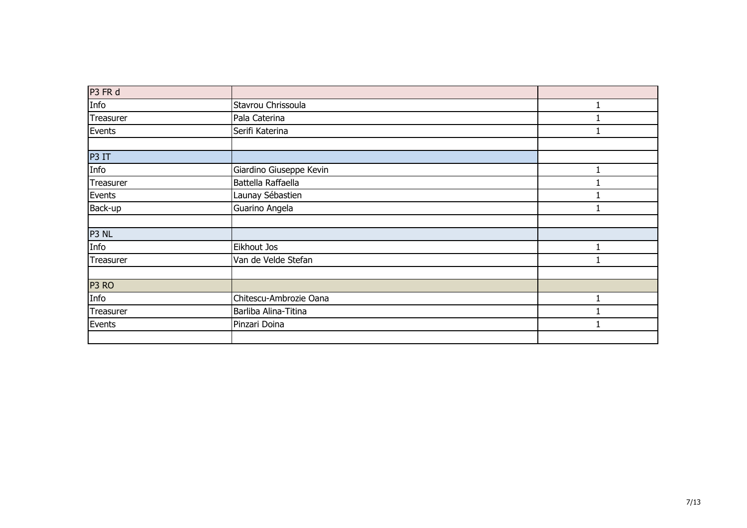| P3 FR d | | |
| --- | --- | --- |
| Info | Stavrou Chrissoula | 1 |
| Treasurer | Pala Caterina | 1 |
| Events | Serifi Katerina | 1 |
| | | |
| P3 IT | | |
| Info | Giardino Giuseppe Kevin | 1 |
| Treasurer | Battella Raffaella | 1 |
| Events | Launay Sébastien | 1 |
| Back-up | Guarino Angela | 1 |
| | | |
| P3 NL | | |
| Info | Eikhout Jos | 1 |
| Treasurer | Van de Velde Stefan | 1 |
| | | |
| P3 RO | | |
| Info | Chitescu-Ambrozie Oana | 1 |
| Treasurer | Barliba Alina-Titina | 1 |
| Events | Pinzari Doina | 1 |
| | | |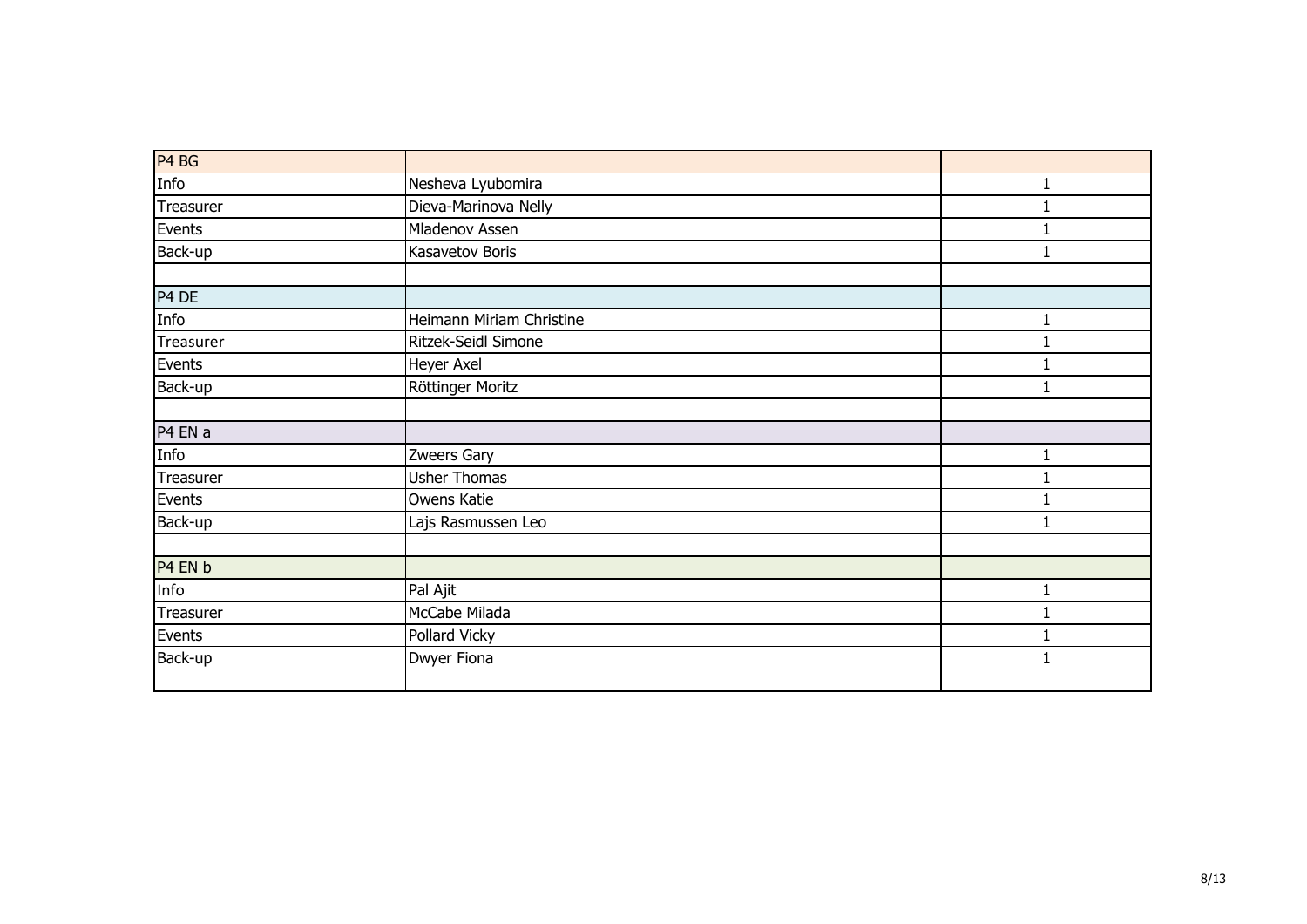| P4 BG | | |
|---|---|---|
| Info | Nesheva Lyubomira | 1 |
| Treasurer | Dieva-Marinova Nelly | 1 |
| Events | Mladenov Assen | 1 |
| Back-up | Kasavetov Boris | 1 |
| | | |
| P4 DE | | |
| Info | Heimann Miriam Christine | 1 |
| Treasurer | Ritzek-Seidl Simone | 1 |
| Events | Heyer Axel | 1 |
| Back-up | Röttinger Moritz | 1 |
| | | |
| P4 EN a | | |
| Info | Zweers Gary | 1 |
| Treasurer | Usher Thomas | 1 |
| Events | Owens Katie | 1 |
| Back-up | Lajs Rasmussen Leo | 1 |
| | | |
| P4 EN b | | |
| Info | Pal Ajit | 1 |
| Treasurer | McCabe Milada | 1 |
| Events | Pollard Vicky | 1 |
| Back-up | Dwyer Fiona | 1 |
| | | |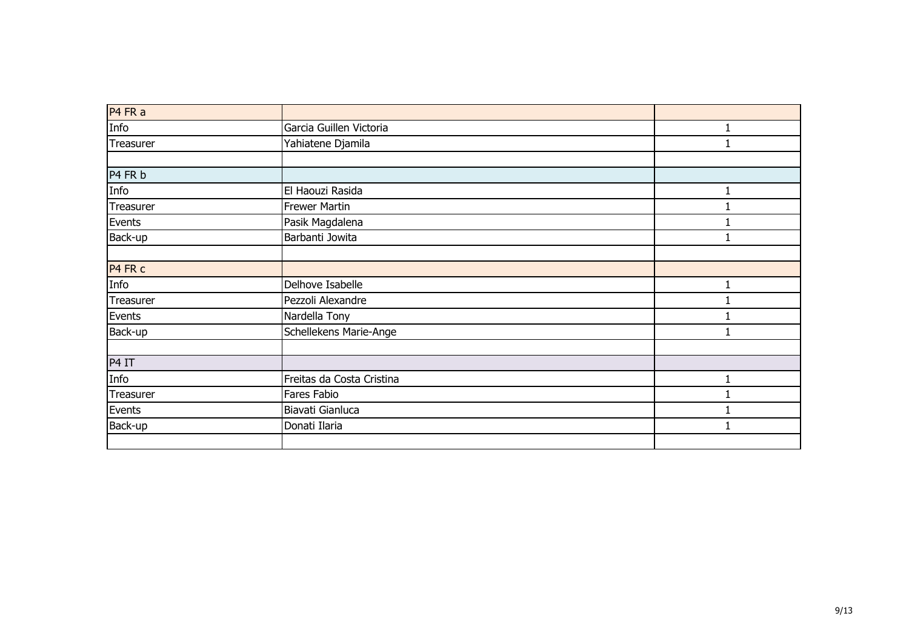| P4 FR a | | |
|---|---|---|
| Info | Garcia Guillen Victoria | 1 |
| Treasurer | Yahiatene Djamila | 1 |
| | | |
| P4 FR b | | |
| Info | El Haouzi Rasida | 1 |
| Treasurer | Frewer Martin | 1 |
| Events | Pasik Magdalena | 1 |
| Back-up | Barbanti Jowita | 1 |
| | | |
| P4 FR c | | |
| Info | Delhove Isabelle | 1 |
| Treasurer | Pezzoli Alexandre | 1 |
| Events | Nardella Tony | 1 |
| Back-up | Schellekens Marie-Ange | 1 |
| | | |
| P4 IT | | |
| Info | Freitas da Costa Cristina | 1 |
| Treasurer | Fares Fabio | 1 |
| Events | Biavati Gianluca | 1 |
| Back-up | Donati Ilaria | 1 |
| | | |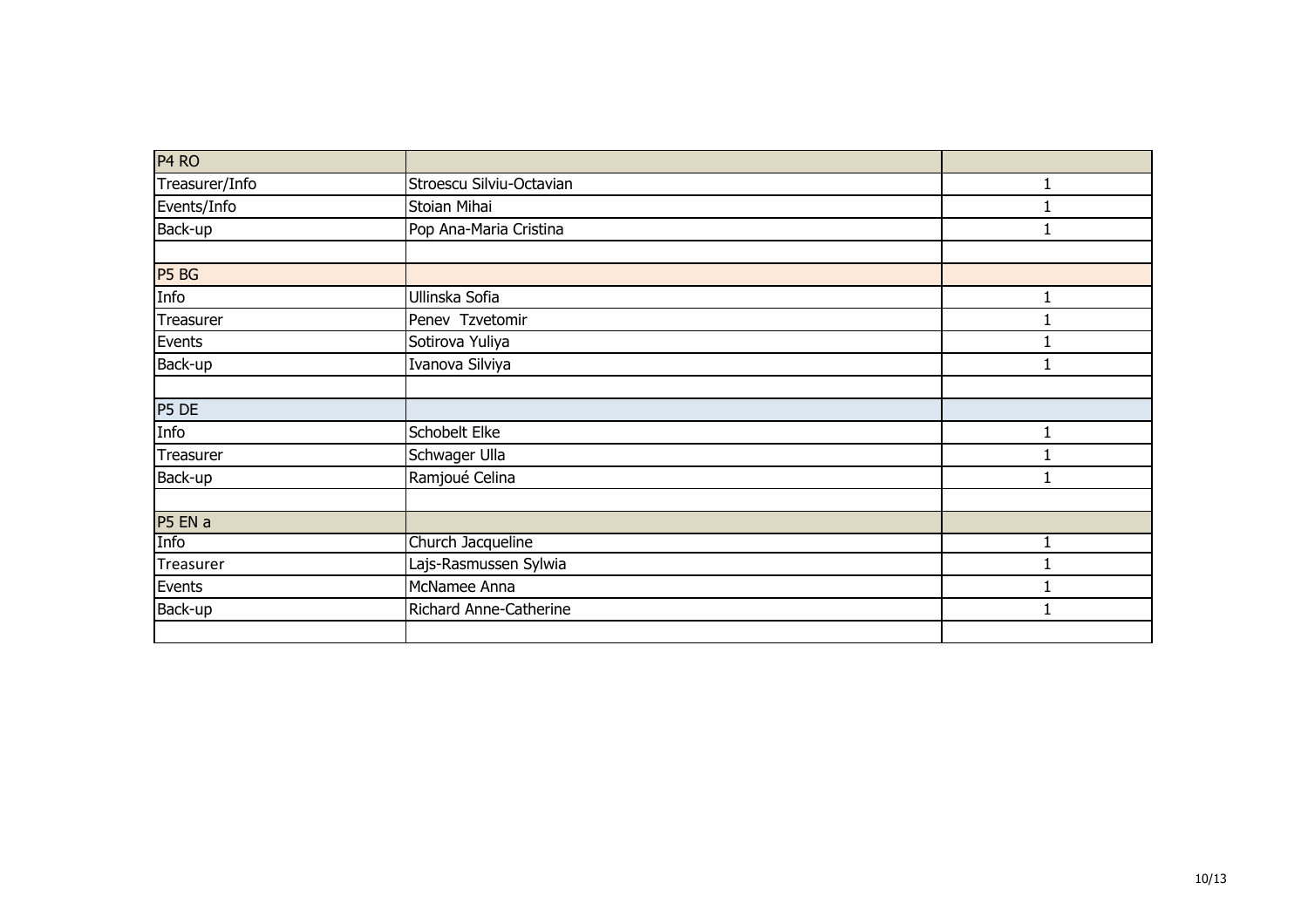| P4 RO | | |
|---|---|---|
| Treasurer/Info | Stroescu Silviu-Octavian | 1 |
| Events/Info | Stoian Mihai | 1 |
| Back-up | Pop Ana-Maria Cristina | 1 |
| | | |
| P5 BG | | |
| Info | Ullinska Sofia | 1 |
| Treasurer | Penev Tzvetomir | 1 |
| Events | Sotirova Yuliya | 1 |
| Back-up | Ivanova Silviya | 1 |
| | | |
| P5 DE | | |
| Info | Schobelt Elke | 1 |
| Treasurer | Schwager Ulla | 1 |
| Back-up | Ramjoué Celina | 1 |
| | | |
| P5 EN a | | |
| Info | Church Jacqueline | 1 |
| Treasurer | Lajs-Rasmussen Sylwia | 1 |
| Events | McNamee Anna | 1 |
| Back-up | Richard Anne-Catherine | 1 |
| | | |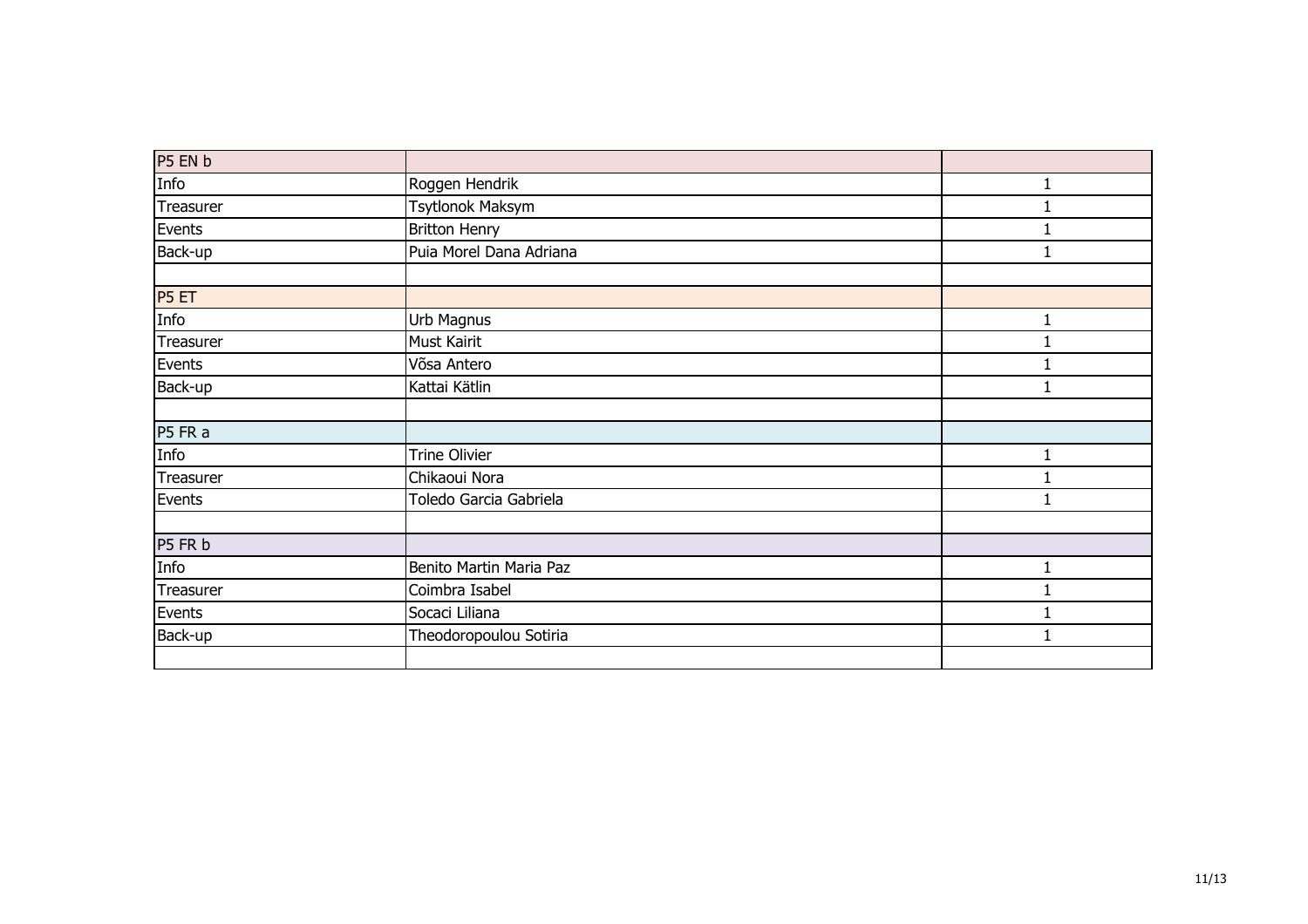| P5 EN b | | |
|---|---|---|
| Info | Roggen Hendrik | 1 |
| Treasurer | Tsytlonok Maksym | 1 |
| Events | Britton Henry | 1 |
| Back-up | Puia Morel Dana Adriana | 1 |
| | | |
| P5 ET | | |
| Info | Urb Magnus | 1 |
| Treasurer | Must Kairit | 1 |
| Events | Võsa Antero | 1 |
| Back-up | Kattai Kätlin | 1 |
| | | |
| P5 FR a | | |
| Info | Trine Olivier | 1 |
| Treasurer | Chikaoui Nora | 1 |
| Events | Toledo Garcia Gabriela | 1 |
| | | |
| P5 FR b | | |
| Info | Benito Martin Maria Paz | 1 |
| Treasurer | Coimbra Isabel | 1 |
| Events | Socaci Liliana | 1 |
| Back-up | Theodoropoulou Sotiria | 1 |
| | | |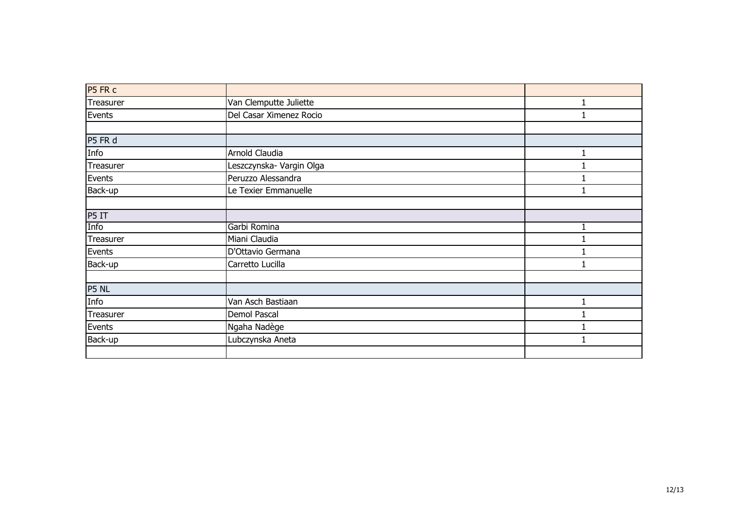| P5 FR c | | |
|---|---|---|
| Treasurer | Van Clemputte Juliette | 1 |
| Events | Del Casar Ximenez Rocio | 1 |
| | | |
| P5 FR d | | |
| Info | Arnold Claudia | 1 |
| Treasurer | Leszczynska- Vargin Olga | 1 |
| Events | Peruzzo Alessandra | 1 |
| Back-up | Le Texier Emmanuelle | 1 |
| | | |
| P5 IT | | |
| Info | Garbi Romina | 1 |
| Treasurer | Miani Claudia | 1 |
| Events | D'Ottavio Germana | 1 |
| Back-up | Carretto Lucilla | 1 |
| | | |
| P5 NL | | |
| Info | Van Asch Bastiaan | 1 |
| Treasurer | Demol Pascal | 1 |
| Events | Ngaha Nadège | 1 |
| Back-up | Lubczynska Aneta | 1 |
| | | |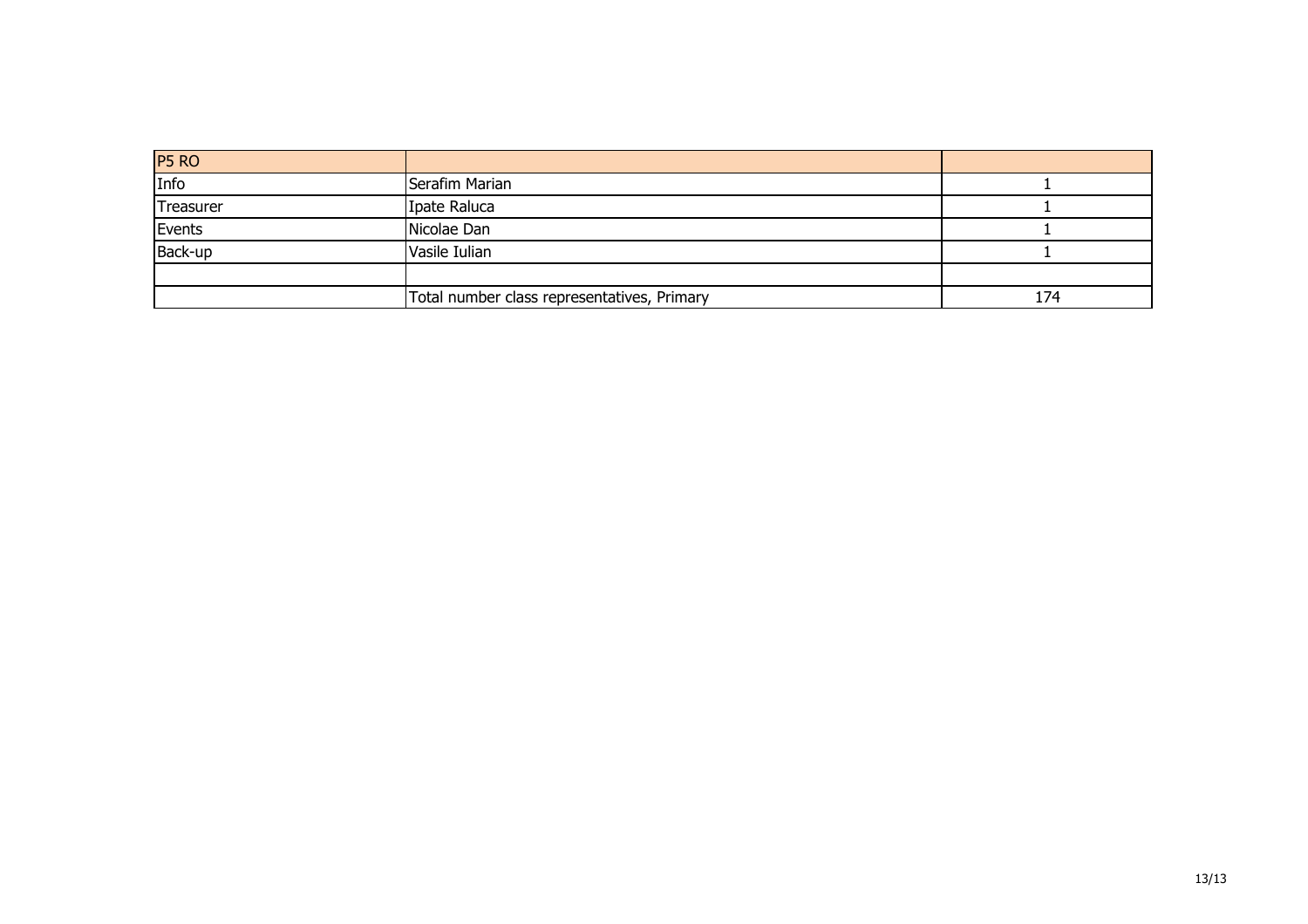| P5 RO | | |
|---|---|---|
| Info | Serafim Marian | 1 |
| Treasurer | Ipate Raluca | 1 |
| Events | Nicolae Dan | 1 |
| Back-up | Vasile Iulian | 1 |
| | | |
| | Total number class representatives, Primary | 174 |